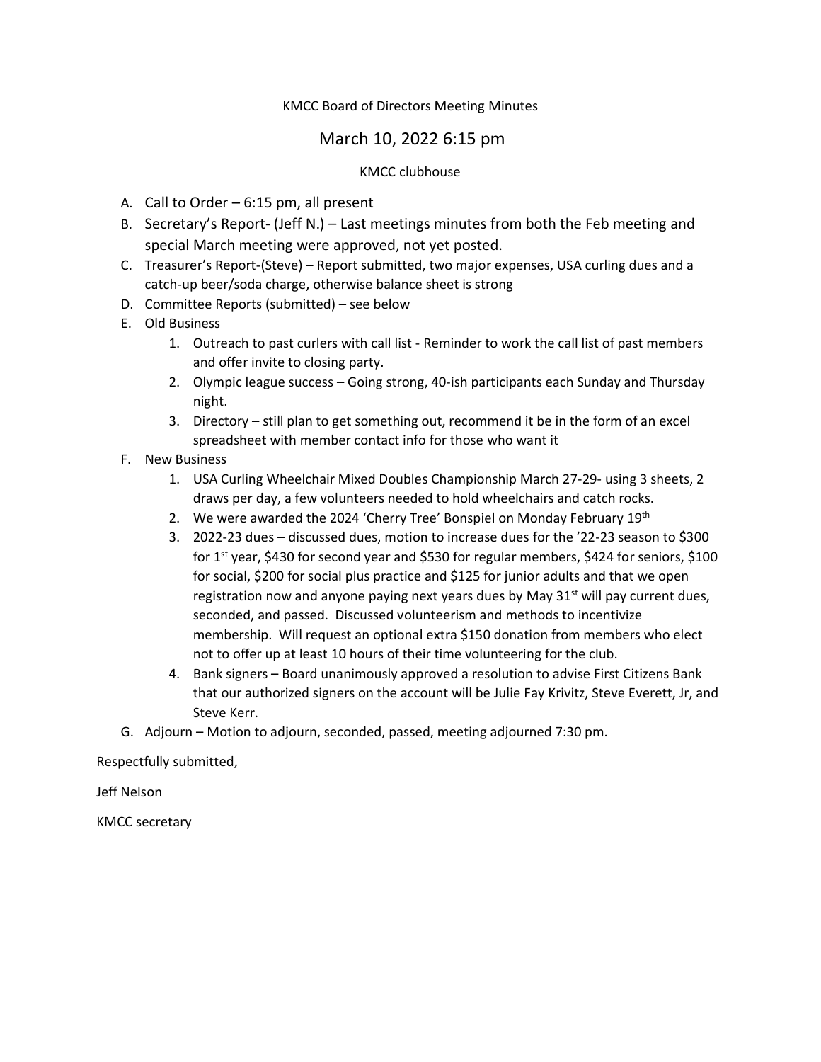KMCC Board of Directors Meeting Minutes

# March 10, 2022 6:15 pm

KMCC clubhouse

A. Call to Order – 6:15 pm, all present
B. Secretary's Report- (Jeff N.) – Last meetings minutes from both the Feb meeting and special March meeting were approved, not yet posted.
C. Treasurer's Report-(Steve) – Report submitted, two major expenses, USA curling dues and a catch-up beer/soda charge, otherwise balance sheet is strong
D. Committee Reports (submitted) – see below
E. Old Business
    1. Outreach to past curlers with call list - Reminder to work the call list of past members and offer invite to closing party.
    2. Olympic league success – Going strong, 40-ish participants each Sunday and Thursday night.
    3. Directory – still plan to get something out, recommend it be in the form of an excel spreadsheet with member contact info for those who want it
F. New Business
    1. USA Curling Wheelchair Mixed Doubles Championship March 27-29- using 3 sheets, 2 draws per day, a few volunteers needed to hold wheelchairs and catch rocks.
    2. We were awarded the 2024 'Cherry Tree' Bonspiel on Monday February 19th
    3. 2022-23 dues – discussed dues, motion to increase dues for the '22-23 season to $300 for 1st year, $430 for second year and $530 for regular members, $424 for seniors, $100 for social, $200 for social plus practice and $125 for junior adults and that we open registration now and anyone paying next years dues by May 31st will pay current dues, seconded, and passed. Discussed volunteerism and methods to incentivize membership. Will request an optional extra $150 donation from members who elect not to offer up at least 10 hours of their time volunteering for the club.
    4. Bank signers – Board unanimously approved a resolution to advise First Citizens Bank that our authorized signers on the account will be Julie Fay Krivitz, Steve Everett, Jr, and Steve Kerr.
G. Adjourn – Motion to adjourn, seconded, passed, meeting adjourned 7:30 pm.

Respectfully submitted,

Jeff Nelson

KMCC secretary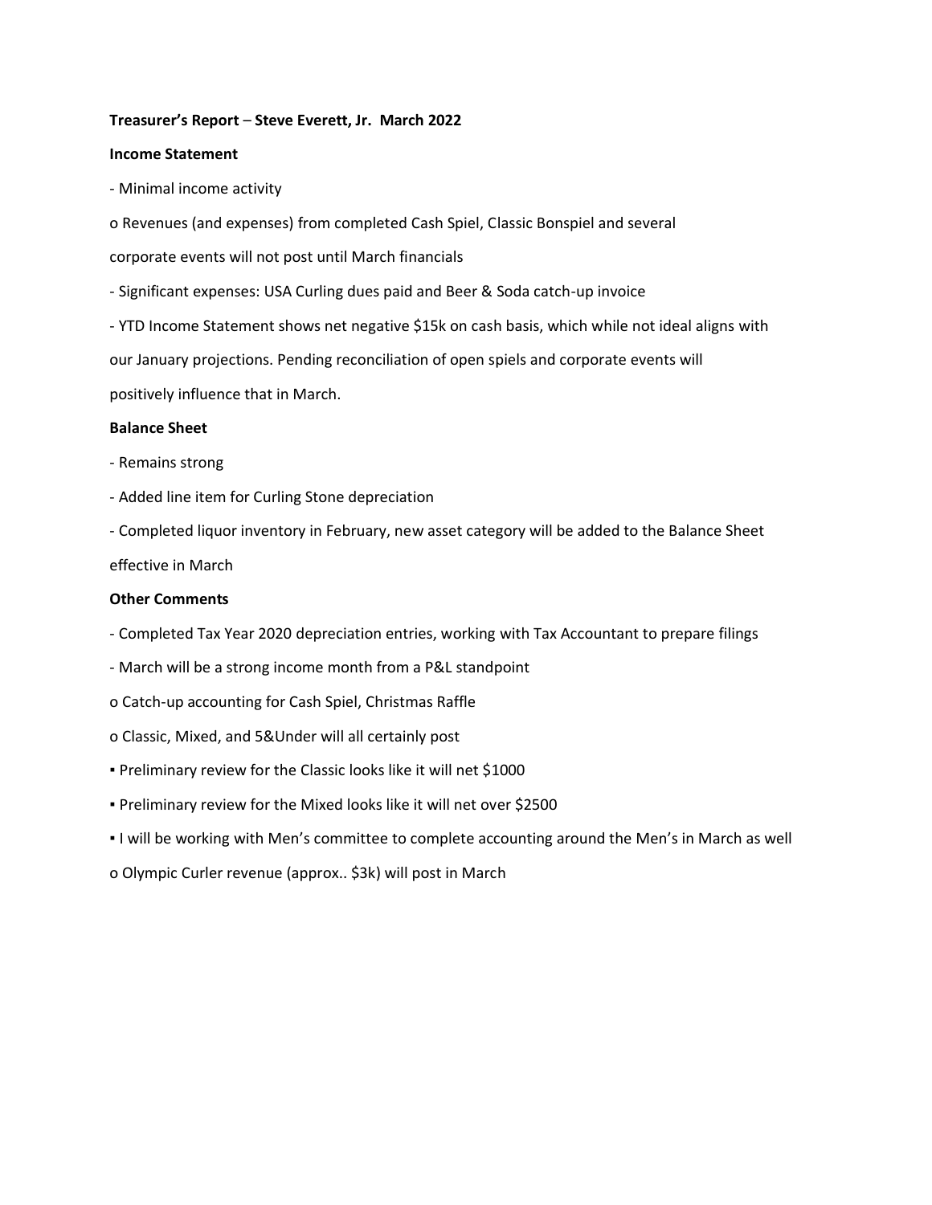**Treasurer's Report – Steve Everett, Jr. March 2022**

**Income Statement**

- Minimal income activity
  - Revenues (and expenses) from completed Cash Spiel, Classic Bonspiel and several corporate events will not post until March financials
- Significant expenses: USA Curling dues paid and Beer & Soda catch-up invoice
- YTD Income Statement shows net negative $15k on cash basis, which while not ideal aligns with our January projections. Pending reconciliation of open spiels and corporate events will positively influence that in March.

**Balance Sheet**

- Remains strong
- Added line item for Curling Stone depreciation
- Completed liquor inventory in February, new asset category will be added to the Balance Sheet effective in March

**Other Comments**

- Completed Tax Year 2020 depreciation entries, working with Tax Accountant to prepare filings
- March will be a strong income month from a P&L standpoint
  - Catch-up accounting for Cash Spiel, Christmas Raffle
  - Classic, Mixed, and 5&Under will all certainly post
    - Preliminary review for the Classic looks like it will net $1000
    - Preliminary review for the Mixed looks like it will net over $2500
    - I will be working with Men's committee to complete accounting around the Men's in March as well
  - Olympic Curler revenue (approx.. $3k) will post in March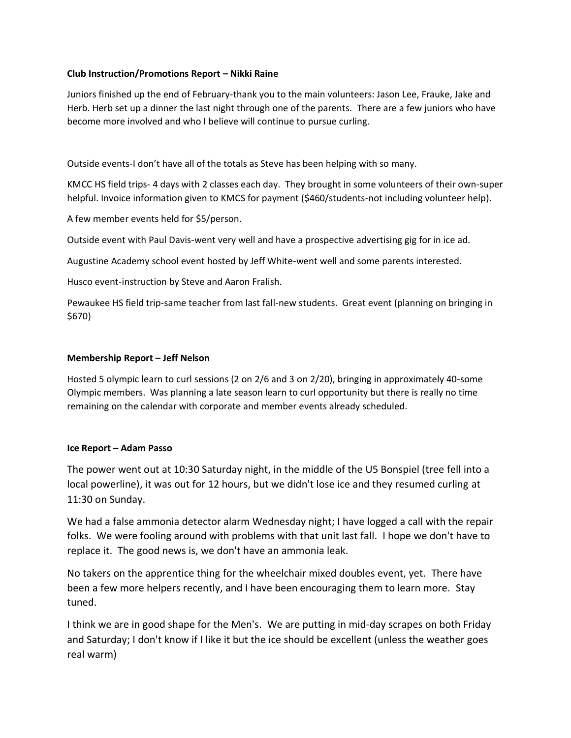**Club Instruction/Promotions Report – Nikki Raine**

Juniors finished up the end of February-thank you to the main volunteers: Jason Lee, Frauke, Jake and Herb. Herb set up a dinner the last night through one of the parents. There are a few juniors who have become more involved and who I believe will continue to pursue curling.

Outside events-I don't have all of the totals as Steve has been helping with so many.

KMCC HS field trips- 4 days with 2 classes each day. They brought in some volunteers of their own-super helpful. Invoice information given to KMCS for payment ($460/students-not including volunteer help).

A few member events held for $5/person.

Outside event with Paul Davis-went very well and have a prospective advertising gig for in ice ad.

Augustine Academy school event hosted by Jeff White-went well and some parents interested.

Husco event-instruction by Steve and Aaron Fralish.

Pewaukee HS field trip-same teacher from last fall-new students. Great event (planning on bringing in $670)

**Membership Report – Jeff Nelson**

Hosted 5 olympic learn to curl sessions (2 on 2/6 and 3 on 2/20), bringing in approximately 40-some Olympic members. Was planning a late season learn to curl opportunity but there is really no time remaining on the calendar with corporate and member events already scheduled.

**Ice Report – Adam Passo**

The power went out at 10:30 Saturday night, in the middle of the U5 Bonspiel (tree fell into a local powerline), it was out for 12 hours, but we didn't lose ice and they resumed curling at 11:30 on Sunday.

We had a false ammonia detector alarm Wednesday night; I have logged a call with the repair folks. We were fooling around with problems with that unit last fall. I hope we don't have to replace it. The good news is, we don't have an ammonia leak.

No takers on the apprentice thing for the wheelchair mixed doubles event, yet. There have been a few more helpers recently, and I have been encouraging them to learn more. Stay tuned.

I think we are in good shape for the Men's. We are putting in mid-day scrapes on both Friday and Saturday; I don't know if I like it but the ice should be excellent (unless the weather goes real warm)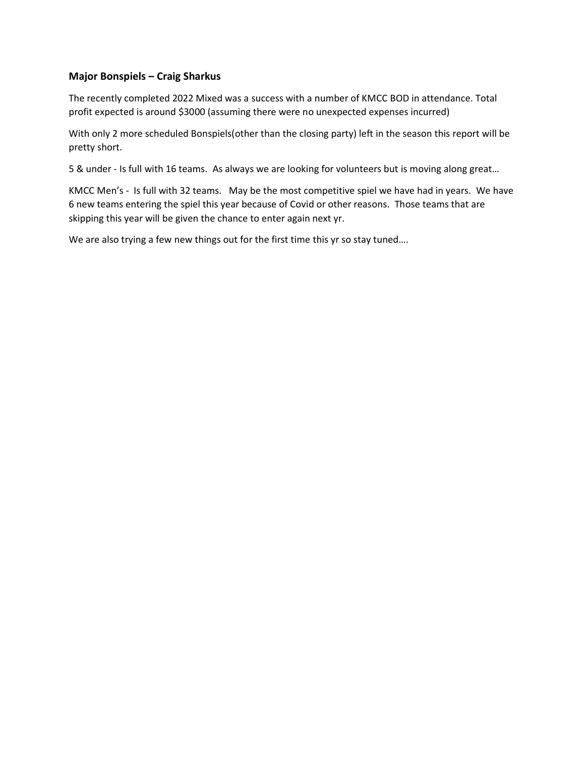### Major Bonspiels – Craig Sharkus

The recently completed 2022 Mixed was a success with a number of KMCC BOD in attendance. Total profit expected is around $3000 (assuming there were no unexpected expenses incurred)

With only 2 more scheduled Bonspiels(other than the closing party) left in the season this report will be pretty short.

5 & under - Is full with 16 teams.  As always we are looking for volunteers but is moving along great…

KMCC Men's -  Is full with 32 teams.   May be the most competitive spiel we have had in years.  We have 6 new teams entering the spiel this year because of Covid or other reasons.  Those teams that are skipping this year will be given the chance to enter again next yr.

We are also trying a few new things out for the first time this yr so stay tuned….